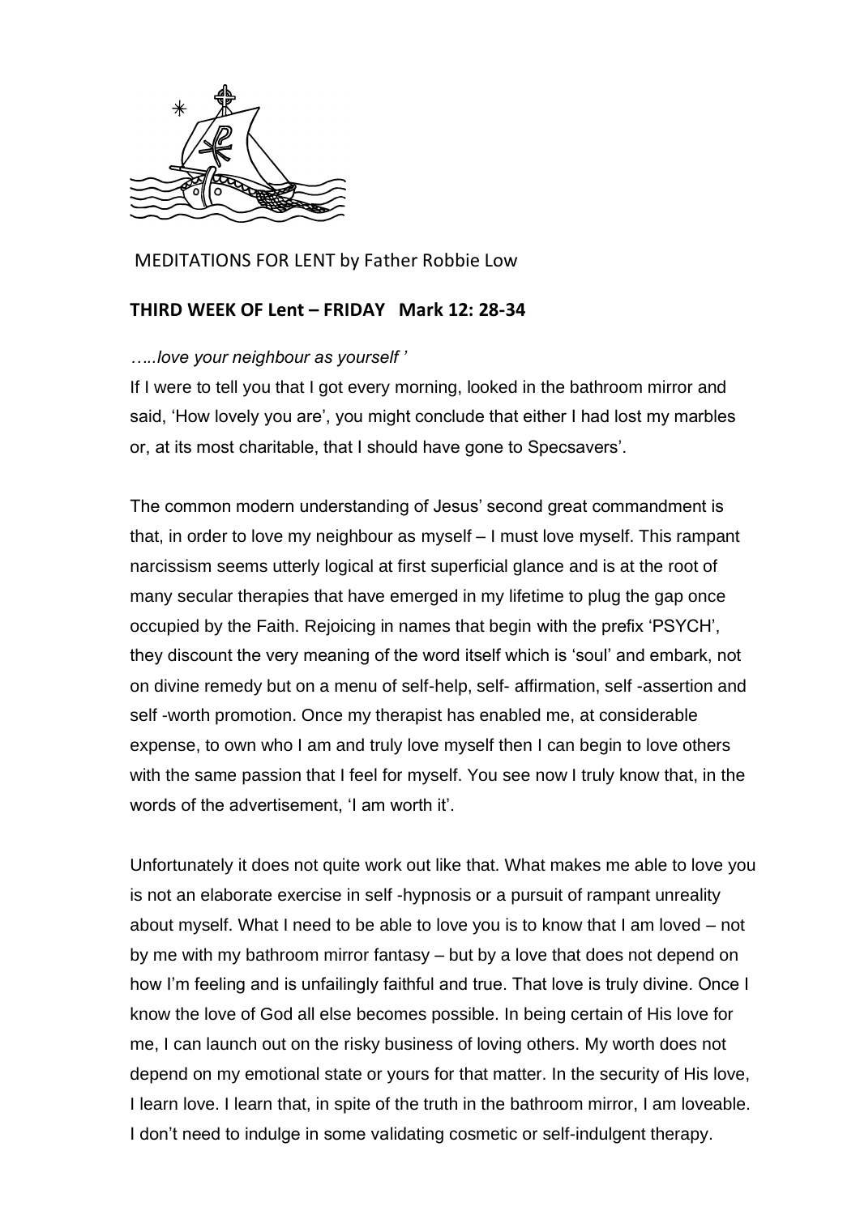MEDITATIONS FOR LENT by Father Robbie Low

**THIRD WEEK OF Lent – FRIDAY Mark 12: 28-34**

*…..love your neighbour as yourself '*

If I were to tell you that I got every morning, looked in the bathroom mirror and said, 'How lovely you are', you might conclude that either I had lost my marbles or, at its most charitable, that I should have gone to Specsavers'.

The common modern understanding of Jesus' second great commandment is that, in order to love my neighbour as myself – I must love myself. This rampant narcissism seems utterly logical at first superficial glance and is at the root of many secular therapies that have emerged in my lifetime to plug the gap once occupied by the Faith. Rejoicing in names that begin with the prefix 'PSYCH', they discount the very meaning of the word itself which is 'soul' and embark, not on divine remedy but on a menu of self-help, self- affirmation, self -assertion and self -worth promotion. Once my therapist has enabled me, at considerable expense, to own who I am and truly love myself then I can begin to love others with the same passion that I feel for myself. You see now I truly know that, in the words of the advertisement, 'I am worth it'.

Unfortunately it does not quite work out like that. What makes me able to love you is not an elaborate exercise in self -hypnosis or a pursuit of rampant unreality about myself. What I need to be able to love you is to know that I am loved – not by me with my bathroom mirror fantasy – but by a love that does not depend on how I'm feeling and is unfailingly faithful and true. That love is truly divine. Once I know the love of God all else becomes possible. In being certain of His love for me, I can launch out on the risky business of loving others. My worth does not depend on my emotional state or yours for that matter. In the security of His love, I learn love. I learn that, in spite of the truth in the bathroom mirror, I am loveable. I don't need to indulge in some validating cosmetic or self-indulgent therapy.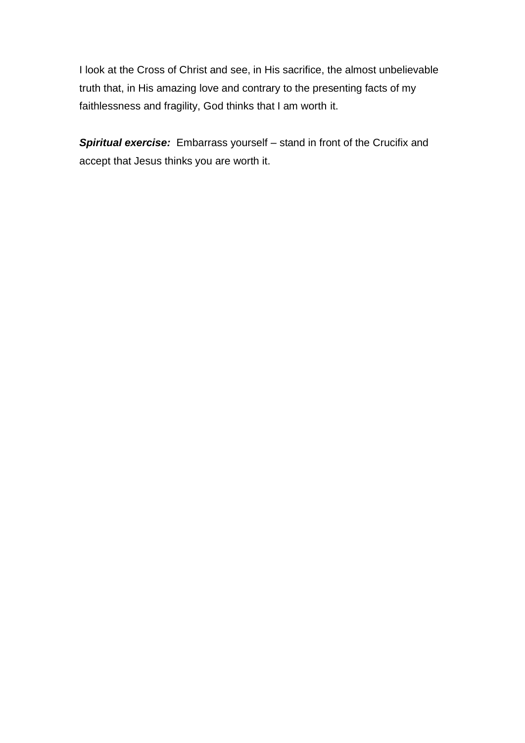I look at the Cross of Christ and see, in His sacrifice, the almost unbelievable truth that, in His amazing love and contrary to the presenting facts of my faithlessness and fragility, God thinks that I am worth it.

***Spiritual exercise:*** Embarrass yourself – stand in front of the Crucifix and accept that Jesus thinks you are worth it.